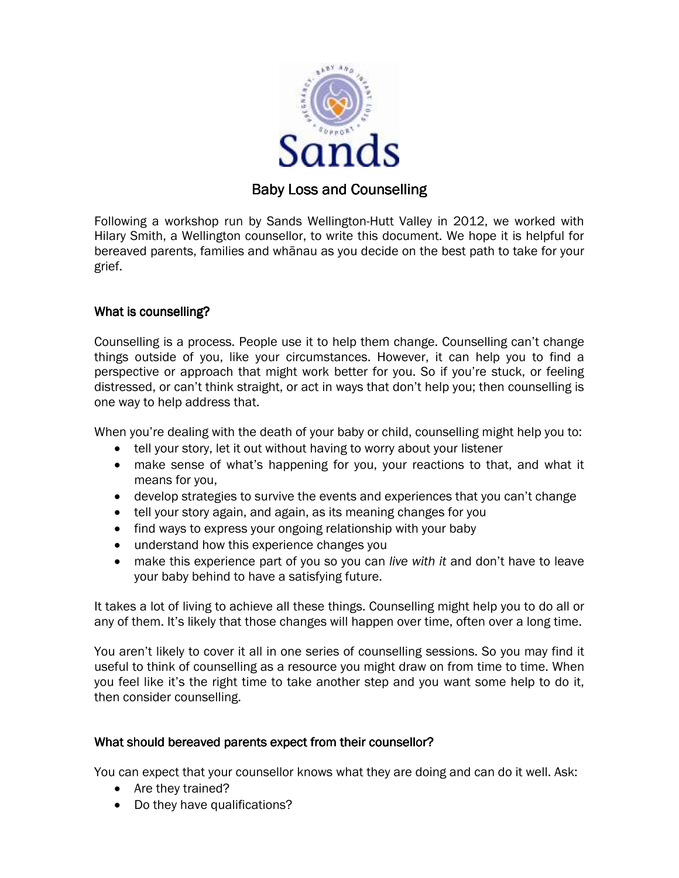# Baby Loss and Counselling

Following a workshop run by Sands Wellington-Hutt Valley in 2012, we worked with Hilary Smith, a Wellington counsellor, to write this document. We hope it is helpful for bereaved parents, families and whānau as you decide on the best path to take for your grief.

## What is counselling?

Counselling is a process. People use it to help them change. Counselling can't change things outside of you, like your circumstances. However, it can help you to find a perspective or approach that might work better for you. So if you're stuck, or feeling distressed, or can't think straight, or act in ways that don't help you; then counselling is one way to help address that.

When you're dealing with the death of your baby or child, counselling might help you to:

- tell your story, let it out without having to worry about your listener
- make sense of what's happening for you, your reactions to that, and what it means for you,
- develop strategies to survive the events and experiences that you can't change
- tell your story again, and again, as its meaning changes for you
- find ways to express your ongoing relationship with your baby
- understand how this experience changes you
- make this experience part of you so you can *live with it* and don't have to leave your baby behind to have a satisfying future.

It takes a lot of living to achieve all these things. Counselling might help you to do all or any of them. It's likely that those changes will happen over time, often over a long time.

You aren't likely to cover it all in one series of counselling sessions. So you may find it useful to think of counselling as a resource you might draw on from time to time. When you feel like it's the right time to take another step and you want some help to do it, then consider counselling.

## What should bereaved parents expect from their counsellor?

You can expect that your counsellor knows what they are doing and can do it well. Ask:

- Are they trained?
- Do they have qualifications?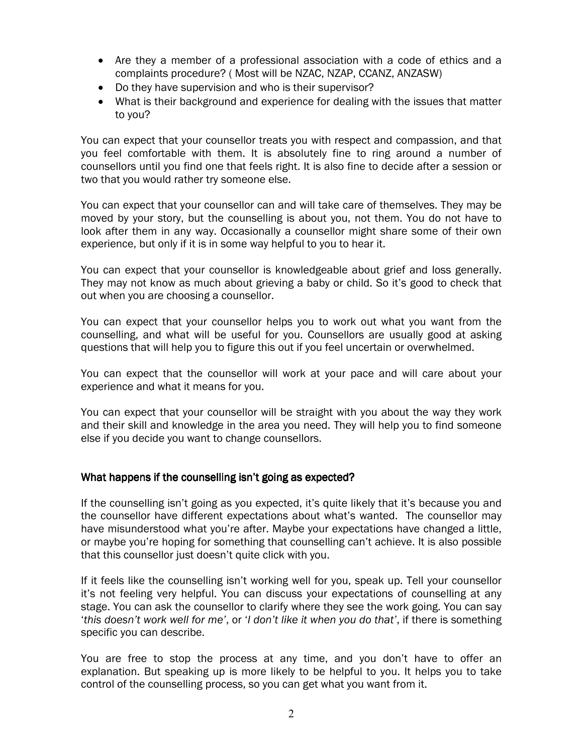- Are they a member of a professional association with a code of ethics and a complaints procedure? ( Most will be NZAC, NZAP, CCANZ, ANZASW)
- Do they have supervision and who is their supervisor?
- What is their background and experience for dealing with the issues that matter to you?

You can expect that your counsellor treats you with respect and compassion, and that you feel comfortable with them. It is absolutely fine to ring around a number of counsellors until you find one that feels right. It is also fine to decide after a session or two that you would rather try someone else.

You can expect that your counsellor can and will take care of themselves. They may be moved by your story, but the counselling is about you, not them. You do not have to look after them in any way. Occasionally a counsellor might share some of their own experience, but only if it is in some way helpful to you to hear it.

You can expect that your counsellor is knowledgeable about grief and loss generally. They may not know as much about grieving a baby or child. So it's good to check that out when you are choosing a counsellor.

You can expect that your counsellor helps you to work out what you want from the counselling, and what will be useful for you. Counsellors are usually good at asking questions that will help you to figure this out if you feel uncertain or overwhelmed.

You can expect that the counsellor will work at your pace and will care about your experience and what it means for you.

You can expect that your counsellor will be straight with you about the way they work and their skill and knowledge in the area you need. They will help you to find someone else if you decide you want to change counsellors.

## What happens if the counselling isn't going as expected?

If the counselling isn't going as you expected, it's quite likely that it's because you and the counsellor have different expectations about what's wanted. The counsellor may have misunderstood what you're after. Maybe your expectations have changed a little, or maybe you're hoping for something that counselling can't achieve. It is also possible that this counsellor just doesn't quite click with you.

If it feels like the counselling isn't working well for you, speak up. Tell your counsellor it's not feeling very helpful. You can discuss your expectations of counselling at any stage. You can ask the counsellor to clarify where they see the work going. You can say '*this doesn't work well for me'*, or '*I don't like it when you do that'*, if there is something specific you can describe.

You are free to stop the process at any time, and you don't have to offer an explanation. But speaking up is more likely to be helpful to you. It helps you to take control of the counselling process, so you can get what you want from it.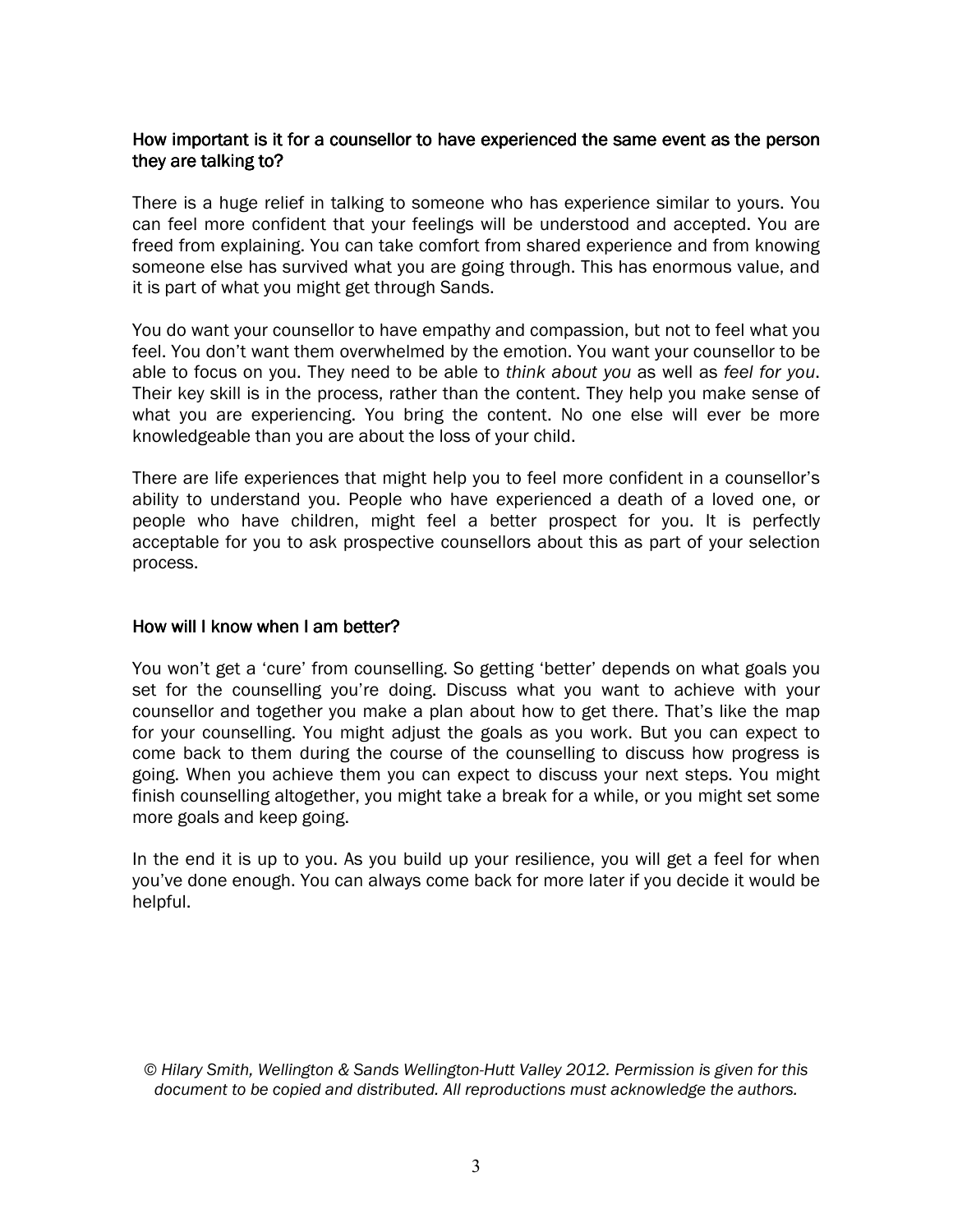### How important is it for a counsellor to have experienced the same event as the person they are talking to?

There is a huge relief in talking to someone who has experience similar to yours. You can feel more confident that your feelings will be understood and accepted. You are freed from explaining. You can take comfort from shared experience and from knowing someone else has survived what you are going through. This has enormous value, and it is part of what you might get through Sands.

You do want your counsellor to have empathy and compassion, but not to feel what you feel. You don't want them overwhelmed by the emotion. You want your counsellor to be able to focus on you. They need to be able to *think about you* as well as *feel for you*. Their key skill is in the process, rather than the content. They help you make sense of what you are experiencing. You bring the content. No one else will ever be more knowledgeable than you are about the loss of your child.

There are life experiences that might help you to feel more confident in a counsellor's ability to understand you. People who have experienced a death of a loved one, or people who have children, might feel a better prospect for you. It is perfectly acceptable for you to ask prospective counsellors about this as part of your selection process.

### How will I know when I am better?

You won't get a 'cure' from counselling. So getting 'better' depends on what goals you set for the counselling you're doing. Discuss what you want to achieve with your counsellor and together you make a plan about how to get there. That's like the map for your counselling. You might adjust the goals as you work. But you can expect to come back to them during the course of the counselling to discuss how progress is going. When you achieve them you can expect to discuss your next steps. You might finish counselling altogether, you might take a break for a while, or you might set some more goals and keep going.

In the end it is up to you. As you build up your resilience, you will get a feel for when you've done enough. You can always come back for more later if you decide it would be helpful.

*© Hilary Smith, Wellington & Sands Wellington-Hutt Valley 2012. Permission is given for this document to be copied and distributed. All reproductions must acknowledge the authors.*